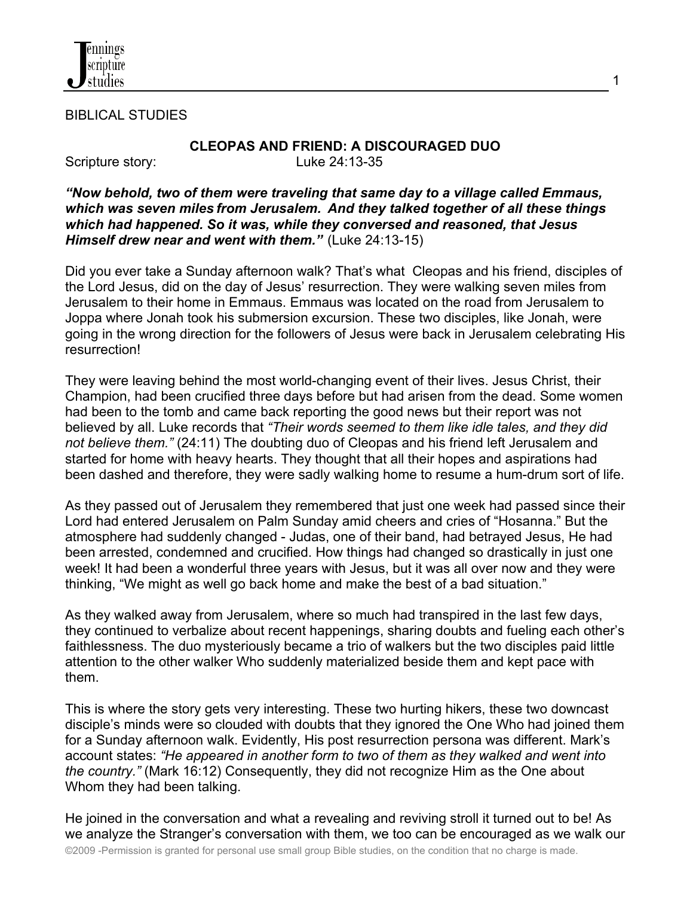BIBLICAL STUDIES

## CLEOPAS AND FRIEND: A DISCOURAGED DUO

Scripture story: Luke 24:13-35

***"Now behold, two of them were traveling that same day to a village called Emmaus, which was seven miles from Jerusalem. And they talked together of all these things which had happened. So it was, while they conversed and reasoned, that Jesus Himself drew near and went with them."*** (Luke 24:13-15)

Did you ever take a Sunday afternoon walk? That's what Cleopas and his friend, disciples of the Lord Jesus, did on the day of Jesus' resurrection. They were walking seven miles from Jerusalem to their home in Emmaus. Emmaus was located on the road from Jerusalem to Joppa where Jonah took his submersion excursion. These two disciples, like Jonah, were going in the wrong direction for the followers of Jesus were back in Jerusalem celebrating His resurrection!

They were leaving behind the most world-changing event of their lives. Jesus Christ, their Champion, had been crucified three days before but had arisen from the dead. Some women had been to the tomb and came back reporting the good news but their report was not believed by all. Luke records that *"Their words seemed to them like idle tales, and they did not believe them."* (24:11) The doubting duo of Cleopas and his friend left Jerusalem and started for home with heavy hearts. They thought that all their hopes and aspirations had been dashed and therefore, they were sadly walking home to resume a hum-drum sort of life.

As they passed out of Jerusalem they remembered that just one week had passed since their Lord had entered Jerusalem on Palm Sunday amid cheers and cries of "Hosanna." But the atmosphere had suddenly changed - Judas, one of their band, had betrayed Jesus, He had been arrested, condemned and crucified. How things had changed so drastically in just one week! It had been a wonderful three years with Jesus, but it was all over now and they were thinking, "We might as well go back home and make the best of a bad situation."

As they walked away from Jerusalem, where so much had transpired in the last few days, they continued to verbalize about recent happenings, sharing doubts and fueling each other's faithlessness. The duo mysteriously became a trio of walkers but the two disciples paid little attention to the other walker Who suddenly materialized beside them and kept pace with them.

This is where the story gets very interesting. These two hurting hikers, these two downcast disciple's minds were so clouded with doubts that they ignored the One Who had joined them for a Sunday afternoon walk. Evidently, His post resurrection persona was different. Mark's account states: *"He appeared in another form to two of them as they walked and went into the country."* (Mark 16:12) Consequently, they did not recognize Him as the One about Whom they had been talking.

He joined in the conversation and what a revealing and reviving stroll it turned out to be! As we analyze the Stranger's conversation with them, we too can be encouraged as we walk our

©2009 -Permission is granted for personal use small group Bible studies, on the condition that no charge is made.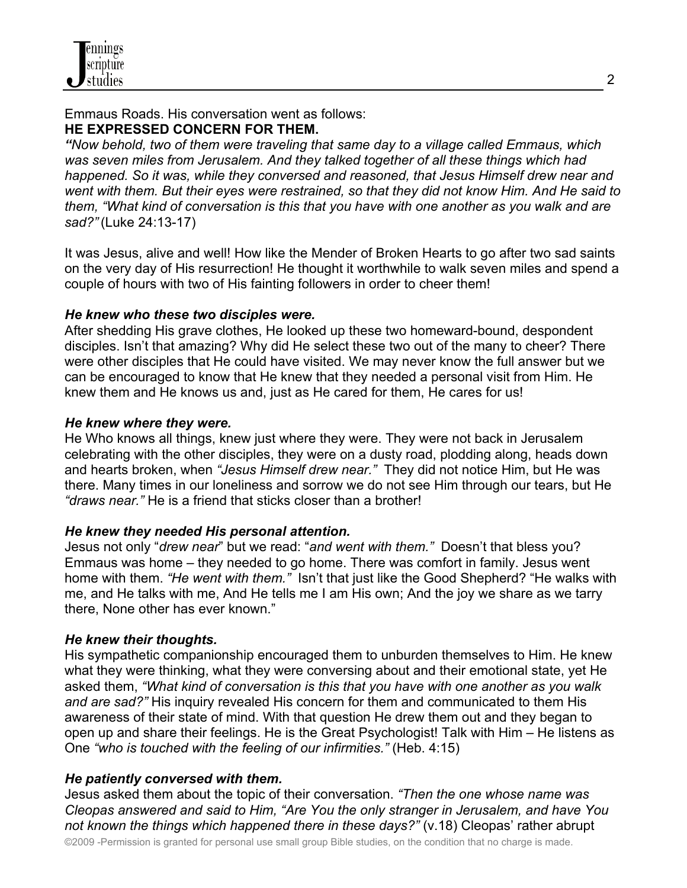Emmaus Roads. His conversation went as follows:

**HE EXPRESSED CONCERN FOR THEM.**

*"Now behold, two of them were traveling that same day to a village called Emmaus, which was seven miles from Jerusalem. And they talked together of all these things which had happened. So it was, while they conversed and reasoned, that Jesus Himself drew near and went with them. But their eyes were restrained, so that they did not know Him. And He said to them, "What kind of conversation is this that you have with one another as you walk and are sad?"* (Luke 24:13-17)

It was Jesus, alive and well! How like the Mender of Broken Hearts to go after two sad saints on the very day of His resurrection! He thought it worthwhile to walk seven miles and spend a couple of hours with two of His fainting followers in order to cheer them!

***He knew who these two disciples were.***

After shedding His grave clothes, He looked up these two homeward-bound, despondent disciples. Isn't that amazing? Why did He select these two out of the many to cheer? There were other disciples that He could have visited. We may never know the full answer but we can be encouraged to know that He knew that they needed a personal visit from Him. He knew them and He knows us and, just as He cared for them, He cares for us!

***He knew where they were.***

He Who knows all things, knew just where they were. They were not back in Jerusalem celebrating with the other disciples, they were on a dusty road, plodding along, heads down and hearts broken, when *"Jesus Himself drew near."* They did not notice Him, but He was there. Many times in our loneliness and sorrow we do not see Him through our tears, but He *"draws near."* He is a friend that sticks closer than a brother!

***He knew they needed His personal attention.***

Jesus not only "*drew near*" but we read: "*and went with them."* Doesn't that bless you? Emmaus was home – they needed to go home. There was comfort in family. Jesus went home with them. *"He went with them."* Isn't that just like the Good Shepherd? "He walks with me, and He talks with me, And He tells me I am His own; And the joy we share as we tarry there, None other has ever known."

***He knew their thoughts.***

His sympathetic companionship encouraged them to unburden themselves to Him. He knew what they were thinking, what they were conversing about and their emotional state, yet He asked them, *"What kind of conversation is this that you have with one another as you walk and are sad?"* His inquiry revealed His concern for them and communicated to them His awareness of their state of mind. With that question He drew them out and they began to open up and share their feelings. He is the Great Psychologist! Talk with Him – He listens as One *"who is touched with the feeling of our infirmities."* (Heb. 4:15)

***He patiently conversed with them.***

Jesus asked them about the topic of their conversation. *"Then the one whose name was Cleopas answered and said to Him, "Are You the only stranger in Jerusalem, and have You not known the things which happened there in these days?"* (v.18) Cleopas' rather abrupt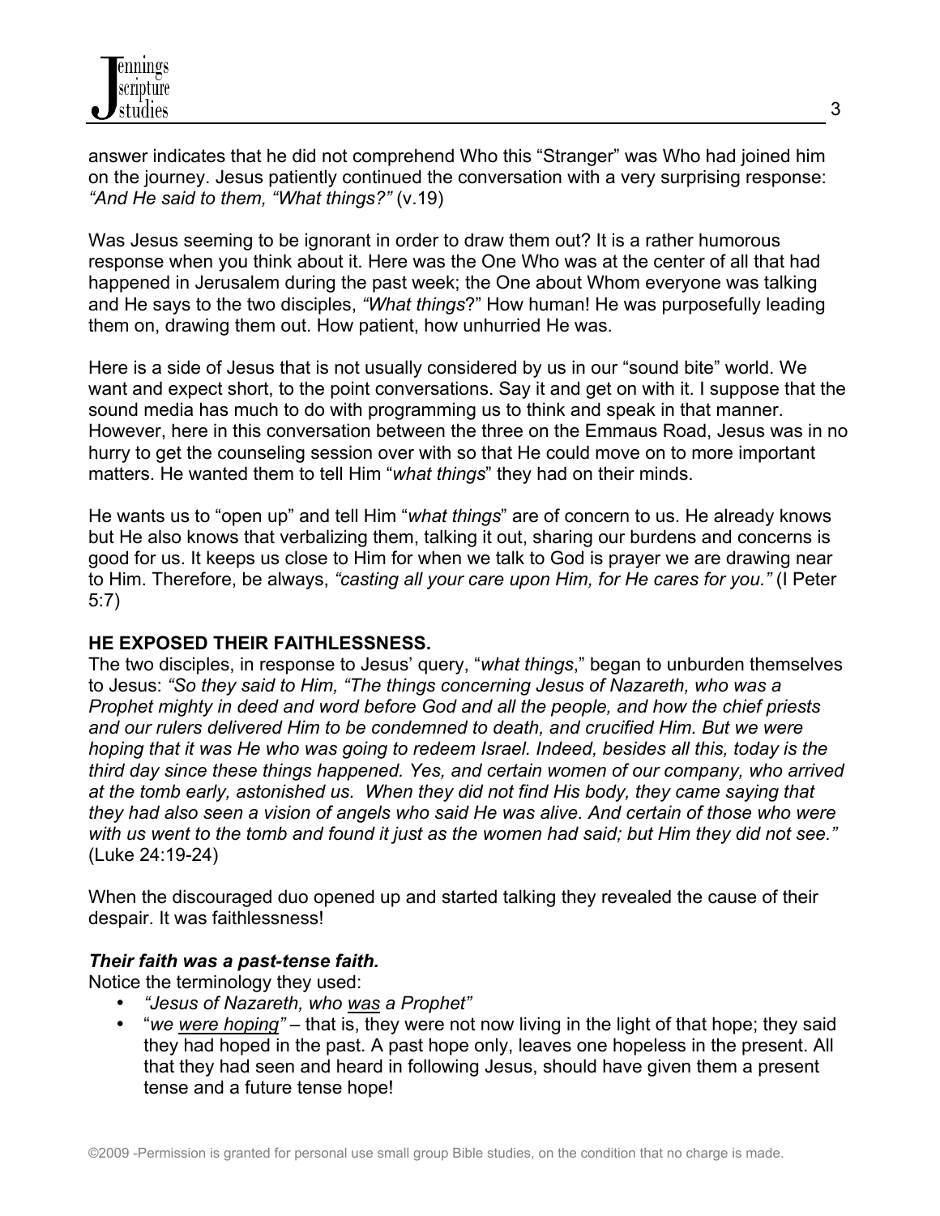answer indicates that he did not comprehend Who this "Stranger" was Who had joined him on the journey. Jesus patiently continued the conversation with a very surprising response: *"And He said to them, "What things?"* (v.19)

Was Jesus seeming to be ignorant in order to draw them out? It is a rather humorous response when you think about it. Here was the One Who was at the center of all that had happened in Jerusalem during the past week; the One about Whom everyone was talking and He says to the two disciples, *"What things*?" How human! He was purposefully leading them on, drawing them out. How patient, how unhurried He was.

Here is a side of Jesus that is not usually considered by us in our "sound bite" world. We want and expect short, to the point conversations. Say it and get on with it. I suppose that the sound media has much to do with programming us to think and speak in that manner. However, here in this conversation between the three on the Emmaus Road, Jesus was in no hurry to get the counseling session over with so that He could move on to more important matters. He wanted them to tell Him "*what things*" they had on their minds.

He wants us to "open up" and tell Him "*what things*" are of concern to us. He already knows but He also knows that verbalizing them, talking it out, sharing our burdens and concerns is good for us. It keeps us close to Him for when we talk to God is prayer we are drawing near to Him. Therefore, be always, *"casting all your care upon Him, for He cares for you."* (I Peter 5:7)

**HE EXPOSED THEIR FAITHLESSNESS.**

The two disciples, in response to Jesus' query, "*what things*," began to unburden themselves to Jesus: *"So they said to Him, "The things concerning Jesus of Nazareth, who was a Prophet mighty in deed and word before God and all the people, and how the chief priests and our rulers delivered Him to be condemned to death, and crucified Him. But we were hoping that it was He who was going to redeem Israel. Indeed, besides all this, today is the third day since these things happened. Yes, and certain women of our company, who arrived at the tomb early, astonished us. When they did not find His body, they came saying that they had also seen a vision of angels who said He was alive. And certain of those who were with us went to the tomb and found it just as the women had said; but Him they did not see."* (Luke 24:19-24)

When the discouraged duo opened up and started talking they revealed the cause of their despair. It was faithlessness!

***Their faith was a past-tense faith.***

Notice the terminology they used:

- *"Jesus of Nazareth, who <u>was</u> a Prophet"*
- "*we <u>were hoping</u>"* – that is, they were not now living in the light of that hope; they said they had hoped in the past. A past hope only, leaves one hopeless in the present. All that they had seen and heard in following Jesus, should have given them a present tense and a future tense hope!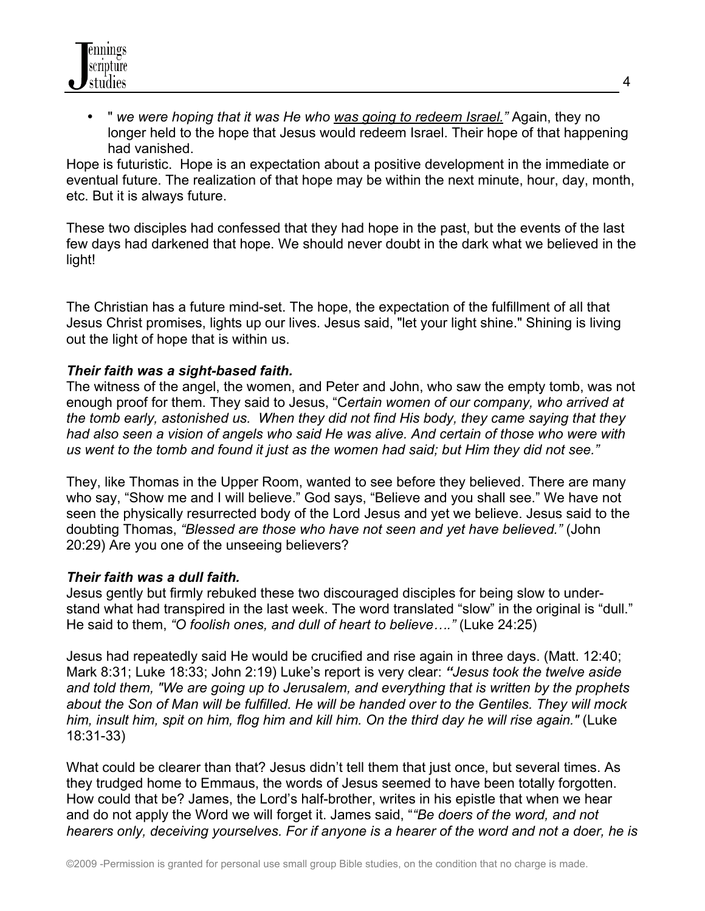- " *we were hoping that it was He who <u>was going to redeem Israel.</u>"* Again, they no longer held to the hope that Jesus would redeem Israel. Their hope of that happening had vanished.

Hope is futuristic. Hope is an expectation about a positive development in the immediate or eventual future. The realization of that hope may be within the next minute, hour, day, month, etc. But it is always future.

These two disciples had confessed that they had hope in the past, but the events of the last few days had darkened that hope. We should never doubt in the dark what we believed in the light!

The Christian has a future mind-set. The hope, the expectation of the fulfillment of all that Jesus Christ promises, lights up our lives. Jesus said, "let your light shine." Shining is living out the light of hope that is within us.

***Their faith was a sight-based faith.***

The witness of the angel, the women, and Peter and John, who saw the empty tomb, was not enough proof for them. They said to Jesus, "C*ertain women of our company, who arrived at the tomb early, astonished us. When they did not find His body, they came saying that they had also seen a vision of angels who said He was alive. And certain of those who were with us went to the tomb and found it just as the women had said; but Him they did not see."*

They, like Thomas in the Upper Room, wanted to see before they believed. There are many who say, "Show me and I will believe." God says, "Believe and you shall see." We have not seen the physically resurrected body of the Lord Jesus and yet we believe. Jesus said to the doubting Thomas, *"Blessed are those who have not seen and yet have believed."* (John 20:29) Are you one of the unseeing believers?

***Their faith was a dull faith.***

Jesus gently but firmly rebuked these two discouraged disciples for being slow to understand what had transpired in the last week. The word translated "slow" in the original is "dull." He said to them, *"O foolish ones, and dull of heart to believe…."* (Luke 24:25)

Jesus had repeatedly said He would be crucified and rise again in three days. (Matt. 12:40; Mark 8:31; Luke 18:33; John 2:19) Luke's report is very clear: ***"****Jesus took the twelve aside and told them, "We are going up to Jerusalem, and everything that is written by the prophets about the Son of Man will be fulfilled. He will be handed over to the Gentiles. They will mock him, insult him, spit on him, flog him and kill him. On the third day he will rise again."* (Luke 18:31-33)

What could be clearer than that? Jesus didn't tell them that just once, but several times. As they trudged home to Emmaus, the words of Jesus seemed to have been totally forgotten. How could that be? James, the Lord's half-brother, writes in his epistle that when we hear and do not apply the Word we will forget it. James said, "*"Be doers of the word, and not hearers only, deceiving yourselves. For if anyone is a hearer of the word and not a doer, he is*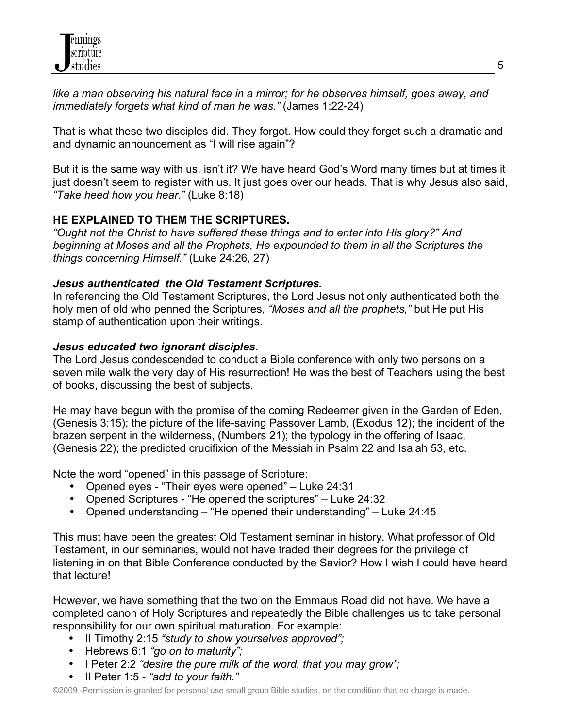*like a man observing his natural face in a mirror; for he observes himself, goes away, and immediately forgets what kind of man he was."* (James 1:22-24)

That is what these two disciples did. They forgot. How could they forget such a dramatic and and dynamic announcement as "I will rise again"?

But it is the same way with us, isn't it? We have heard God's Word many times but at times it just doesn't seem to register with us. It just goes over our heads. That is why Jesus also said, *"Take heed how you hear."* (Luke 8:18)

**HE EXPLAINED TO THEM THE SCRIPTURES.**

*"Ought not the Christ to have suffered these things and to enter into His glory?" And beginning at Moses and all the Prophets, He expounded to them in all the Scriptures the things concerning Himself."* (Luke 24:26, 27)

***Jesus authenticated the Old Testament Scriptures.***

In referencing the Old Testament Scriptures, the Lord Jesus not only authenticated both the holy men of old who penned the Scriptures, *"Moses and all the prophets,"* but He put His stamp of authentication upon their writings.

***Jesus educated two ignorant disciples.***

The Lord Jesus condescended to conduct a Bible conference with only two persons on a seven mile walk the very day of His resurrection! He was the best of Teachers using the best of books, discussing the best of subjects.

He may have begun with the promise of the coming Redeemer given in the Garden of Eden, (Genesis 3:15); the picture of the life-saving Passover Lamb, (Exodus 12); the incident of the brazen serpent in the wilderness, (Numbers 21); the typology in the offering of Isaac, (Genesis 22); the predicted crucifixion of the Messiah in Psalm 22 and Isaiah 53, etc.

Note the word "opened" in this passage of Scripture:

- Opened eyes - "Their eyes were opened" – Luke 24:31
- Opened Scriptures - "He opened the scriptures" – Luke 24:32
- Opened understanding – "He opened their understanding" – Luke 24:45

This must have been the greatest Old Testament seminar in history. What professor of Old Testament, in our seminaries, would not have traded their degrees for the privilege of listening in on that Bible Conference conducted by the Savior? How I wish I could have heard that lecture!

However, we have something that the two on the Emmaus Road did not have. We have a completed canon of Holy Scriptures and repeatedly the Bible challenges us to take personal responsibility for our own spiritual maturation. For example:

- II Timothy 2:15 *"study to show yourselves approved";*
- Hebrews 6:1 *"go on to maturity";*
- I Peter 2:2 *"desire the pure milk of the word, that you may grow";*
- II Peter 1:5 - *"add to your faith."*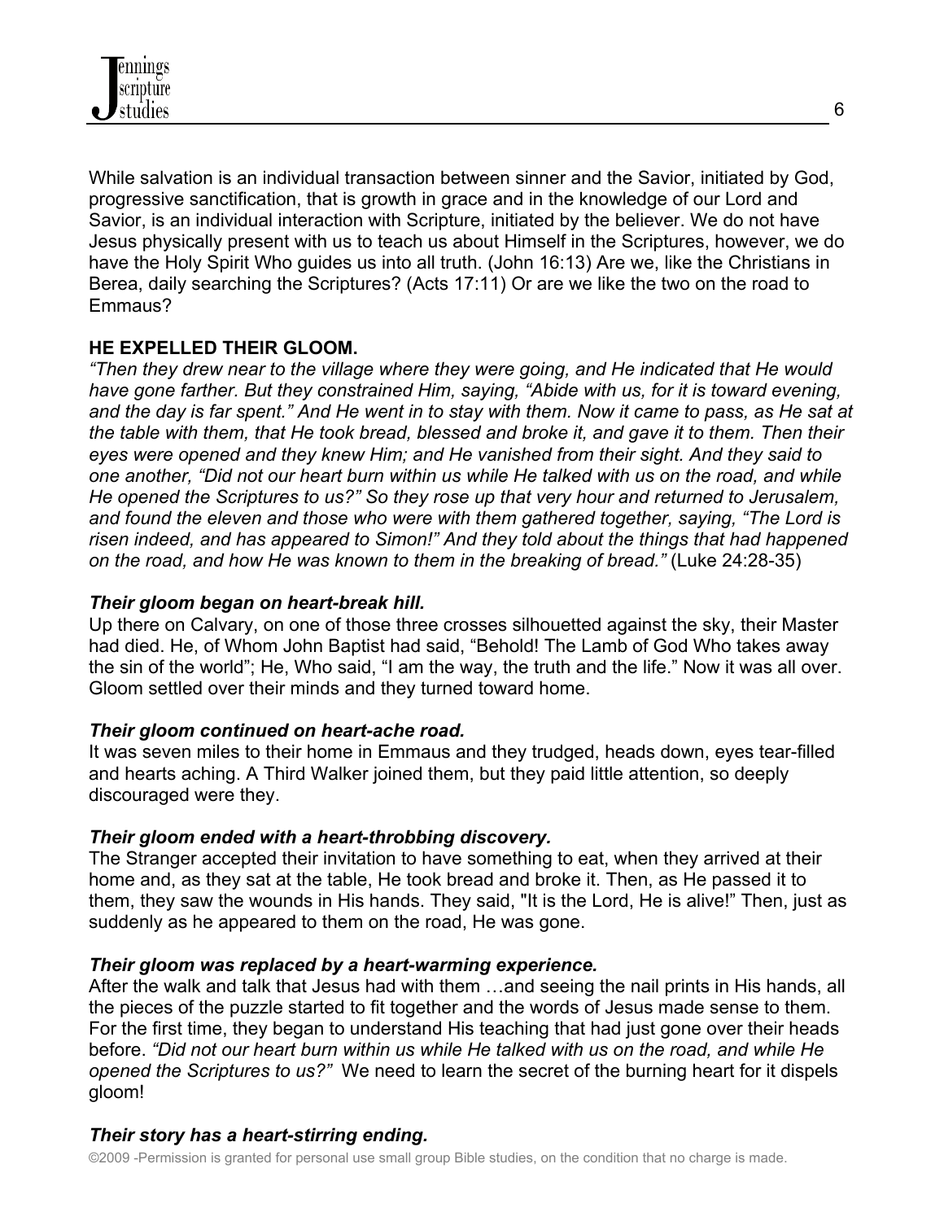While salvation is an individual transaction between sinner and the Savior, initiated by God, progressive sanctification, that is growth in grace and in the knowledge of our Lord and Savior, is an individual interaction with Scripture, initiated by the believer. We do not have Jesus physically present with us to teach us about Himself in the Scriptures, however, we do have the Holy Spirit Who guides us into all truth. (John 16:13) Are we, like the Christians in Berea, daily searching the Scriptures? (Acts 17:11) Or are we like the two on the road to Emmaus?

**HE EXPELLED THEIR GLOOM.**

*"Then they drew near to the village where they were going, and He indicated that He would have gone farther. But they constrained Him, saying, "Abide with us, for it is toward evening, and the day is far spent." And He went in to stay with them. Now it came to pass, as He sat at the table with them, that He took bread, blessed and broke it, and gave it to them. Then their eyes were opened and they knew Him; and He vanished from their sight. And they said to one another, "Did not our heart burn within us while He talked with us on the road, and while He opened the Scriptures to us?" So they rose up that very hour and returned to Jerusalem, and found the eleven and those who were with them gathered together, saying, "The Lord is risen indeed, and has appeared to Simon!" And they told about the things that had happened on the road, and how He was known to them in the breaking of bread."* (Luke 24:28-35)

***Their gloom began on heart-break hill.***

Up there on Calvary, on one of those three crosses silhouetted against the sky, their Master had died. He, of Whom John Baptist had said, "Behold! The Lamb of God Who takes away the sin of the world"; He, Who said, "I am the way, the truth and the life." Now it was all over. Gloom settled over their minds and they turned toward home.

***Their gloom continued on heart-ache road.***

It was seven miles to their home in Emmaus and they trudged, heads down, eyes tear-filled and hearts aching. A Third Walker joined them, but they paid little attention, so deeply discouraged were they.

***Their gloom ended with a heart-throbbing discovery.***

The Stranger accepted their invitation to have something to eat, when they arrived at their home and, as they sat at the table, He took bread and broke it. Then, as He passed it to them, they saw the wounds in His hands. They said, "It is the Lord, He is alive!" Then, just as suddenly as he appeared to them on the road, He was gone.

***Their gloom was replaced by a heart-warming experience.***

After the walk and talk that Jesus had with them …and seeing the nail prints in His hands, all the pieces of the puzzle started to fit together and the words of Jesus made sense to them. For the first time, they began to understand His teaching that had just gone over their heads before. *"Did not our heart burn within us while He talked with us on the road, and while He opened the Scriptures to us?"* We need to learn the secret of the burning heart for it dispels gloom!

***Their story has a heart-stirring ending.***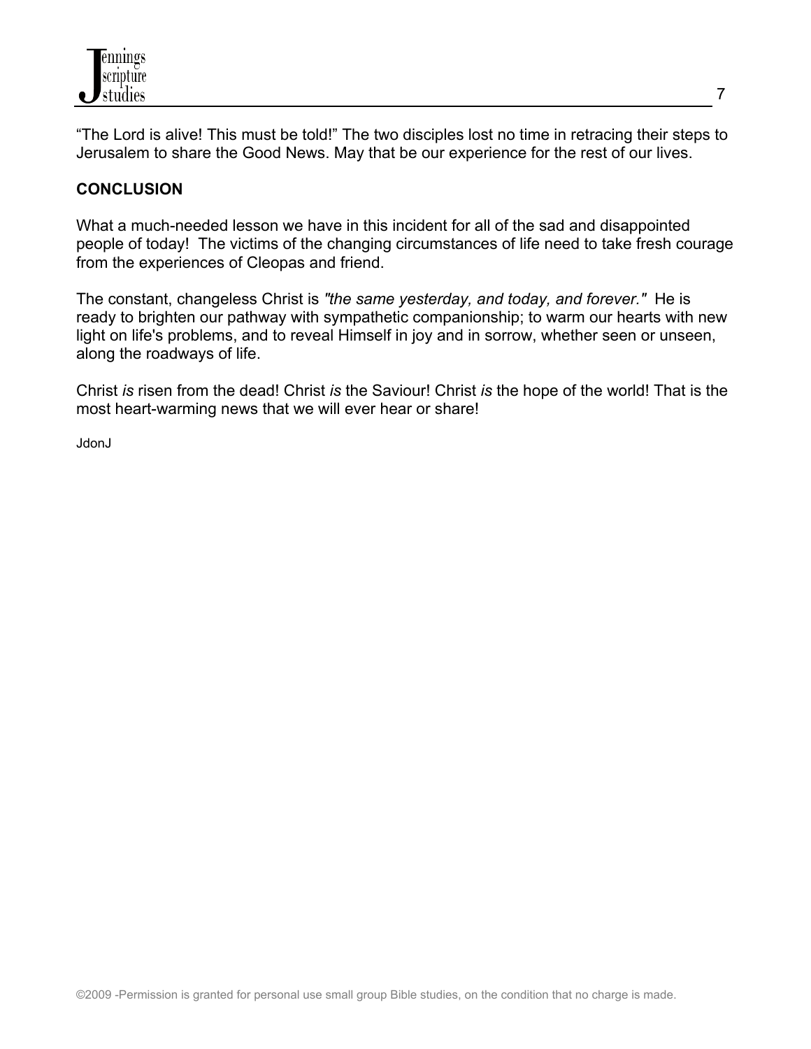"The Lord is alive! This must be told!" The two disciples lost no time in retracing their steps to Jerusalem to share the Good News. May that be our experience for the rest of our lives.

**CONCLUSION**

What a much-needed lesson we have in this incident for all of the sad and disappointed people of today! The victims of the changing circumstances of life need to take fresh courage from the experiences of Cleopas and friend.

The constant, changeless Christ is *"the same yesterday, and today, and forever."* He is ready to brighten our pathway with sympathetic companionship; to warm our hearts with new light on life's problems, and to reveal Himself in joy and in sorrow, whether seen or unseen, along the roadways of life.

Christ *is* risen from the dead! Christ *is* the Saviour! Christ *is* the hope of the world! That is the most heart-warming news that we will ever hear or share!

JdonJ

©2009 -Permission is granted for personal use small group Bible studies, on the condition that no charge is made.